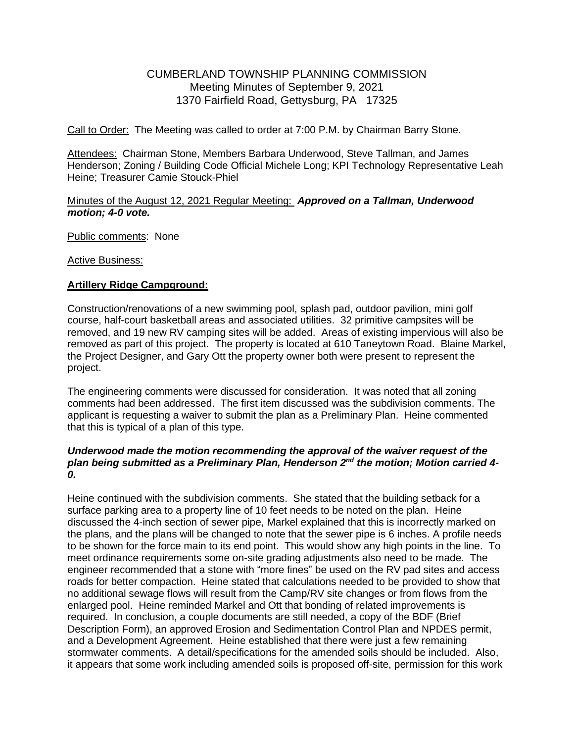# CUMBERLAND TOWNSHIP PLANNING COMMISSION
Meeting Minutes of September 9, 2021
1370 Fairfield Road, Gettysburg, PA 17325

Call to Order: The Meeting was called to order at 7:00 P.M. by Chairman Barry Stone.

Attendees: Chairman Stone, Members Barbara Underwood, Steve Tallman, and James Henderson; Zoning / Building Code Official Michele Long; KPI Technology Representative Leah Heine; Treasurer Camie Stouck-Phiel

Minutes of the August 12, 2021 Regular Meeting: ***Approved on a Tallman, Underwood motion; 4-0 vote.***

Public comments: None

Active Business:

**Artillery Ridge Campground:**

Construction/renovations of a new swimming pool, splash pad, outdoor pavilion, mini golf course, half-court basketball areas and associated utilities. 32 primitive campsites will be removed, and 19 new RV camping sites will be added. Areas of existing impervious will also be removed as part of this project. The property is located at 610 Taneytown Road. Blaine Markel, the Project Designer, and Gary Ott the property owner both were present to represent the project.

The engineering comments were discussed for consideration. It was noted that all zoning comments had been addressed. The first item discussed was the subdivision comments. The applicant is requesting a waiver to submit the plan as a Preliminary Plan. Heine commented that this is typical of a plan of this type.

***Underwood made the motion recommending the approval of the waiver request of the plan being submitted as a Preliminary Plan, Henderson 2nd the motion; Motion carried 4-0.***

Heine continued with the subdivision comments. She stated that the building setback for a surface parking area to a property line of 10 feet needs to be noted on the plan. Heine discussed the 4-inch section of sewer pipe, Markel explained that this is incorrectly marked on the plans, and the plans will be changed to note that the sewer pipe is 6 inches. A profile needs to be shown for the force main to its end point. This would show any high points in the line. To meet ordinance requirements some on-site grading adjustments also need to be made. The engineer recommended that a stone with "more fines" be used on the RV pad sites and access roads for better compaction. Heine stated that calculations needed to be provided to show that no additional sewage flows will result from the Camp/RV site changes or from flows from the enlarged pool. Heine reminded Markel and Ott that bonding of related improvements is required. In conclusion, a couple documents are still needed, a copy of the BDF (Brief Description Form), an approved Erosion and Sedimentation Control Plan and NPDES permit, and a Development Agreement. Heine established that there were just a few remaining stormwater comments. A detail/specifications for the amended soils should be included. Also, it appears that some work including amended soils is proposed off-site, permission for this work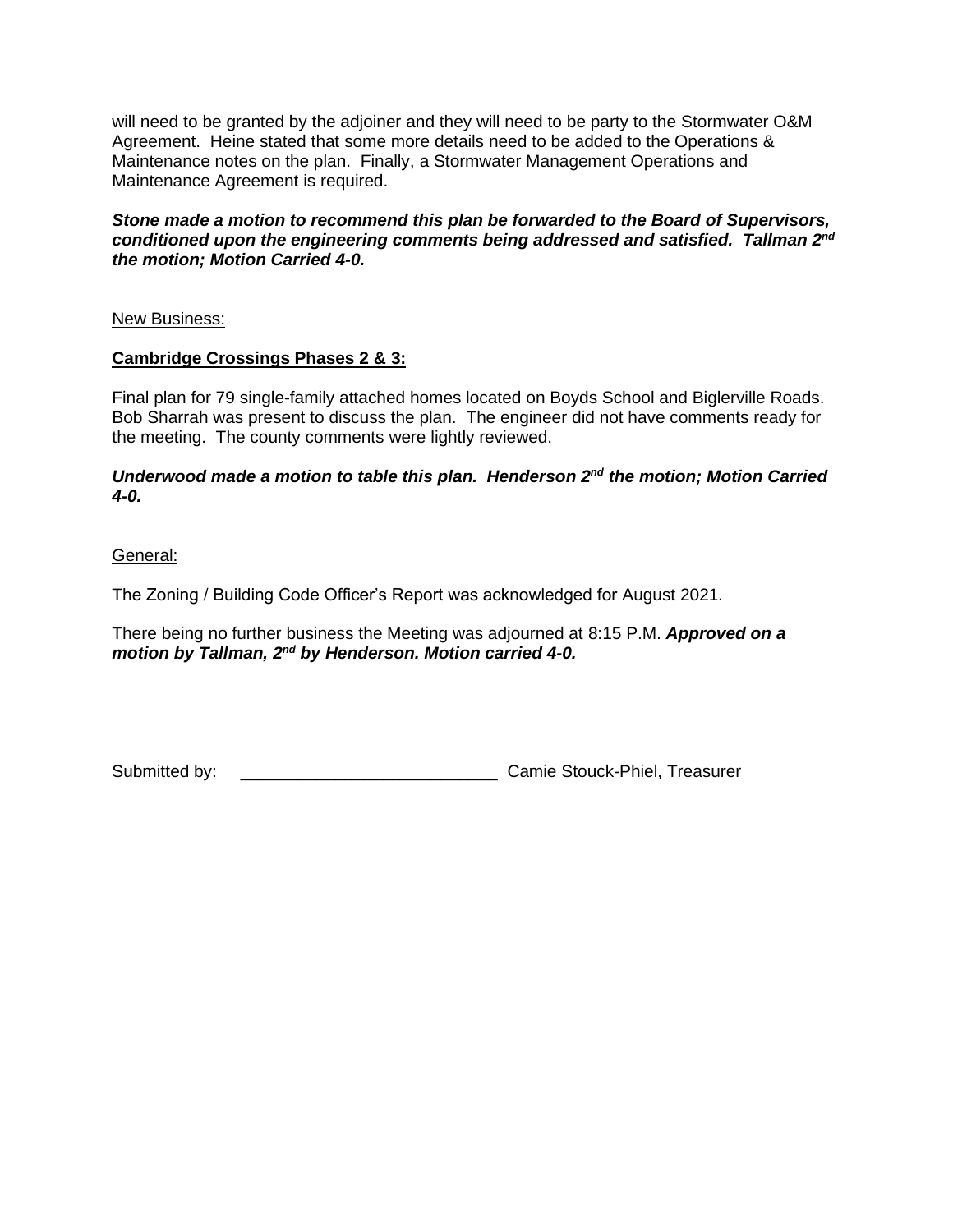will need to be granted by the adjoiner and they will need to be party to the Stormwater O&M Agreement. Heine stated that some more details need to be added to the Operations & Maintenance notes on the plan. Finally, a Stormwater Management Operations and Maintenance Agreement is required.

***Stone made a motion to recommend this plan be forwarded to the Board of Supervisors, conditioned upon the engineering comments being addressed and satisfied. Tallman 2nd the motion; Motion Carried 4-0.***

New Business:

**Cambridge Crossings Phases 2 & 3:**

Final plan for 79 single-family attached homes located on Boyds School and Biglerville Roads. Bob Sharrah was present to discuss the plan. The engineer did not have comments ready for the meeting. The county comments were lightly reviewed.

***Underwood made a motion to table this plan. Henderson 2nd the motion; Motion Carried 4-0.***

General:

The Zoning / Building Code Officer's Report was acknowledged for August 2021.

There being no further business the Meeting was adjourned at 8:15 P.M. ***Approved on a motion by Tallman, 2nd by Henderson. Motion carried 4-0.***

Submitted by: \_\_\_\_\_\_\_\_\_\_\_\_\_\_\_\_\_\_\_\_\_\_\_\_\_\_\_ Camie Stouck-Phiel, Treasurer